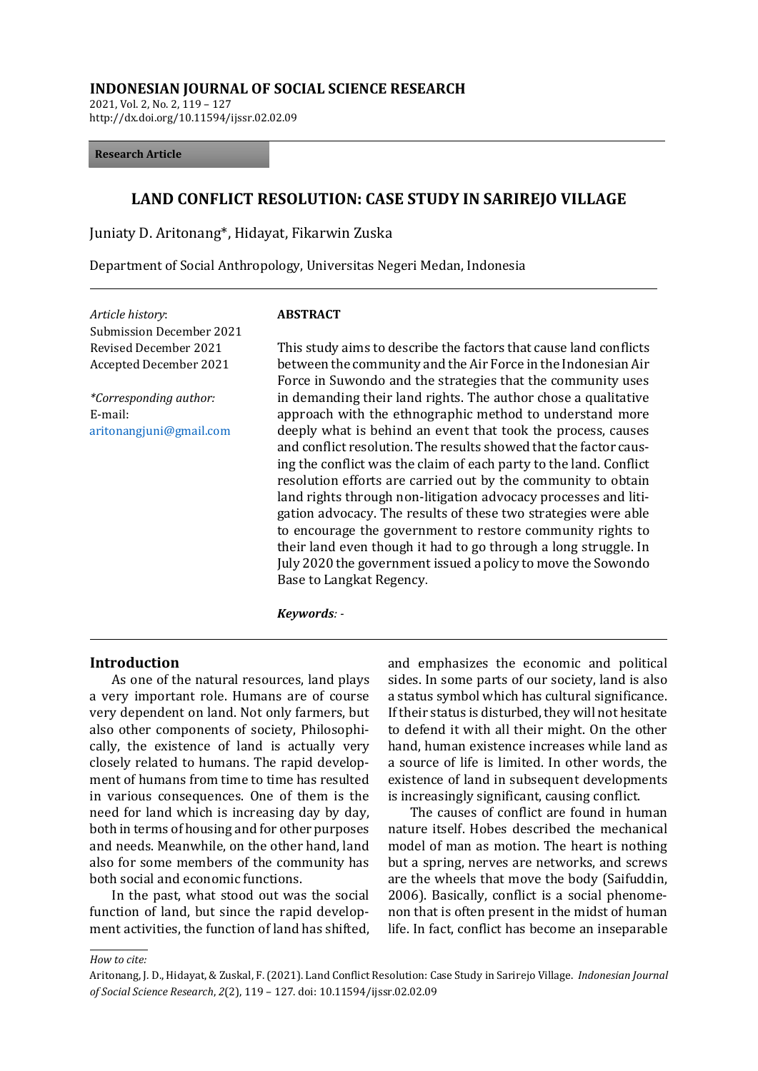**INDONESIAN JOURNAL OF SOCIAL SCIENCE RESEARCH**
2021, Vol. 2, No. 2, 119 – 127
http://dx.doi.org/10.11594/ijssr.02.02.09

**Research Article**

# LAND CONFLICT RESOLUTION: CASE STUDY IN SARIREJO VILLAGE

Juniaty D. Aritonang*, Hidayat, Fikarwin Zuska

Department of Social Anthropology, Universitas Negeri Medan, Indonesia

*Article history*:
Submission December 2021
Revised December 2021
Accepted December 2021

*\*Corresponding author:*
E-mail:
aritonangjuni@gmail.com

**ABSTRACT**

This study aims to describe the factors that cause land conflicts between the community and the Air Force in the Indonesian Air Force in Suwondo and the strategies that the community uses in demanding their land rights. The author chose a qualitative approach with the ethnographic method to understand more deeply what is behind an event that took the process, causes and conflict resolution. The results showed that the factor causing the conflict was the claim of each party to the land. Conflict resolution efforts are carried out by the community to obtain land rights through non-litigation advocacy processes and litigation advocacy. The results of these two strategies were able to encourage the government to restore community rights to their land even though it had to go through a long struggle. In July 2020 the government issued a policy to move the Sowondo Base to Langkat Regency.

***Keywords**: -*

## Introduction

As one of the natural resources, land plays a very important role. Humans are of course very dependent on land. Not only farmers, but also other components of society, Philosophically, the existence of land is actually very closely related to humans. The rapid development of humans from time to time has resulted in various consequences. One of them is the need for land which is increasing day by day, both in terms of housing and for other purposes and needs. Meanwhile, on the other hand, land also for some members of the community has both social and economic functions.

In the past, what stood out was the social function of land, but since the rapid development activities, the function of land has shifted, and emphasizes the economic and political sides. In some parts of our society, land is also a status symbol which has cultural significance. If their status is disturbed, they will not hesitate to defend it with all their might. On the other hand, human existence increases while land as a source of life is limited. In other words, the existence of land in subsequent developments is increasingly significant, causing conflict.

The causes of conflict are found in human nature itself. Hobes described the mechanical model of man as motion. The heart is nothing but a spring, nerves are networks, and screws are the wheels that move the body (Saifuddin, 2006). Basically, conflict is a social phenomenon that is often present in the midst of human life. In fact, conflict has become an inseparable

*How to cite:*
Aritonang, J. D., Hidayat, & Zuskal, F. (2021). Land Conflict Resolution: Case Study in Sarirejo Village. *Indonesian Journal of Social Science Research*, *2*(2), 119 – 127. doi: 10.11594/ijssr.02.02.09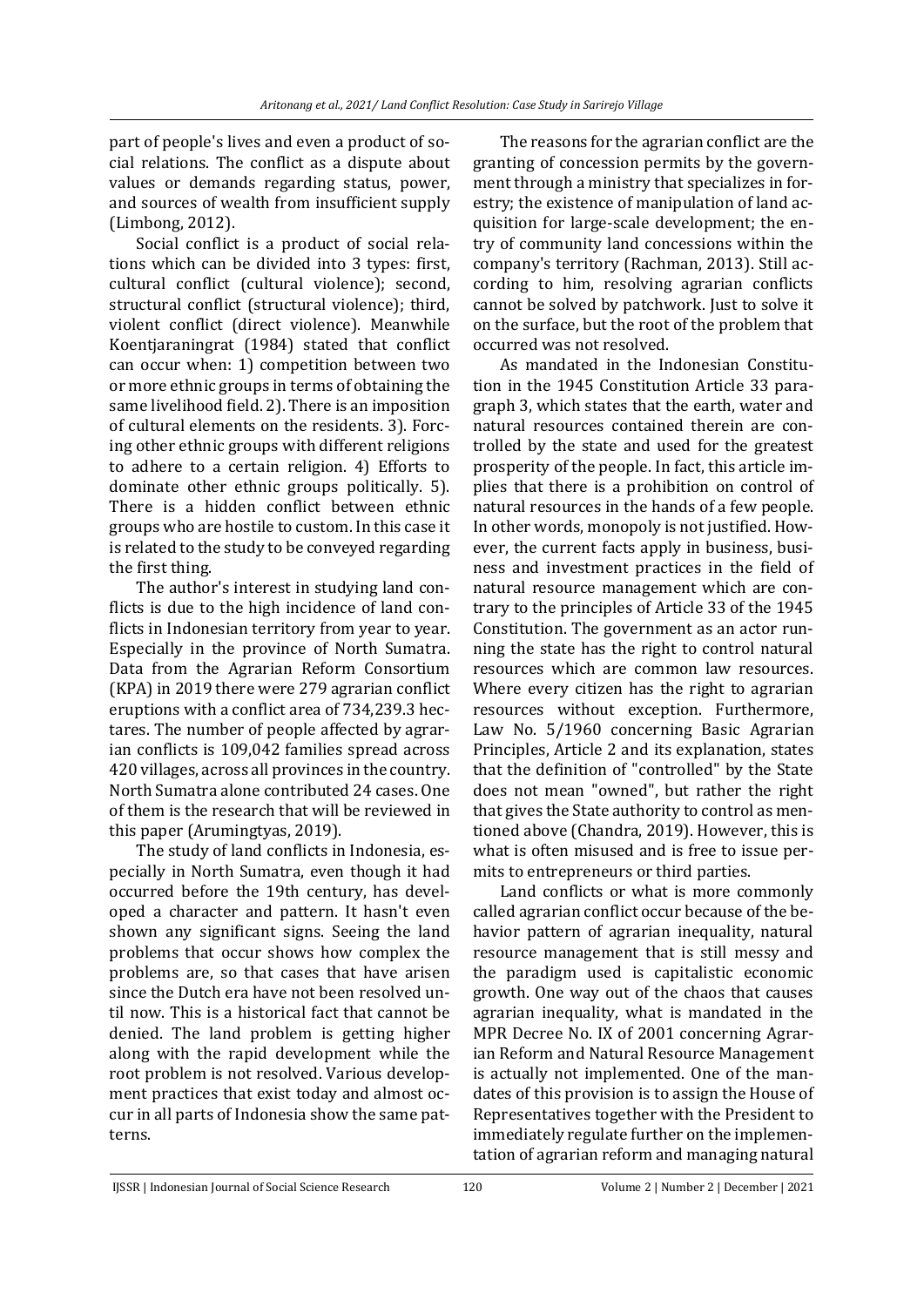part of people's lives and even a product of social relations. The conflict as a dispute about values or demands regarding status, power, and sources of wealth from insufficient supply (Limbong, 2012).

Social conflict is a product of social relations which can be divided into 3 types: first, cultural conflict (cultural violence); second, structural conflict (structural violence); third, violent conflict (direct violence). Meanwhile Koentjaraningrat (1984) stated that conflict can occur when: 1) competition between two or more ethnic groups in terms of obtaining the same livelihood field. 2). There is an imposition of cultural elements on the residents. 3). Forcing other ethnic groups with different religions to adhere to a certain religion. 4) Efforts to dominate other ethnic groups politically. 5). There is a hidden conflict between ethnic groups who are hostile to custom. In this case it is related to the study to be conveyed regarding the first thing.

The author's interest in studying land conflicts is due to the high incidence of land conflicts in Indonesian territory from year to year. Especially in the province of North Sumatra. Data from the Agrarian Reform Consortium (KPA) in 2019 there were 279 agrarian conflict eruptions with a conflict area of 734,239.3 hectares. The number of people affected by agrarian conflicts is 109,042 families spread across 420 villages, across all provinces in the country. North Sumatra alone contributed 24 cases. One of them is the research that will be reviewed in this paper (Arumingtyas, 2019).

The study of land conflicts in Indonesia, especially in North Sumatra, even though it had occurred before the 19th century, has developed a character and pattern. It hasn't even shown any significant signs. Seeing the land problems that occur shows how complex the problems are, so that cases that have arisen since the Dutch era have not been resolved until now. This is a historical fact that cannot be denied. The land problem is getting higher along with the rapid development while the root problem is not resolved. Various development practices that exist today and almost occur in all parts of Indonesia show the same patterns.

The reasons for the agrarian conflict are the granting of concession permits by the government through a ministry that specializes in forestry; the existence of manipulation of land acquisition for large-scale development; the entry of community land concessions within the company's territory (Rachman, 2013). Still according to him, resolving agrarian conflicts cannot be solved by patchwork. Just to solve it on the surface, but the root of the problem that occurred was not resolved.

As mandated in the Indonesian Constitution in the 1945 Constitution Article 33 paragraph 3, which states that the earth, water and natural resources contained therein are controlled by the state and used for the greatest prosperity of the people. In fact, this article implies that there is a prohibition on control of natural resources in the hands of a few people. In other words, monopoly is not justified. However, the current facts apply in business, business and investment practices in the field of natural resource management which are contrary to the principles of Article 33 of the 1945 Constitution. The government as an actor running the state has the right to control natural resources which are common law resources. Where every citizen has the right to agrarian resources without exception. Furthermore, Law No. 5/1960 concerning Basic Agrarian Principles, Article 2 and its explanation, states that the definition of "controlled" by the State does not mean "owned", but rather the right that gives the State authority to control as mentioned above (Chandra, 2019). However, this is what is often misused and is free to issue permits to entrepreneurs or third parties.

Land conflicts or what is more commonly called agrarian conflict occur because of the behavior pattern of agrarian inequality, natural resource management that is still messy and the paradigm used is capitalistic economic growth. One way out of the chaos that causes agrarian inequality, what is mandated in the MPR Decree No. IX of 2001 concerning Agrarian Reform and Natural Resource Management is actually not implemented. One of the mandates of this provision is to assign the House of Representatives together with the President to immediately regulate further on the implementation of agrarian reform and managing natural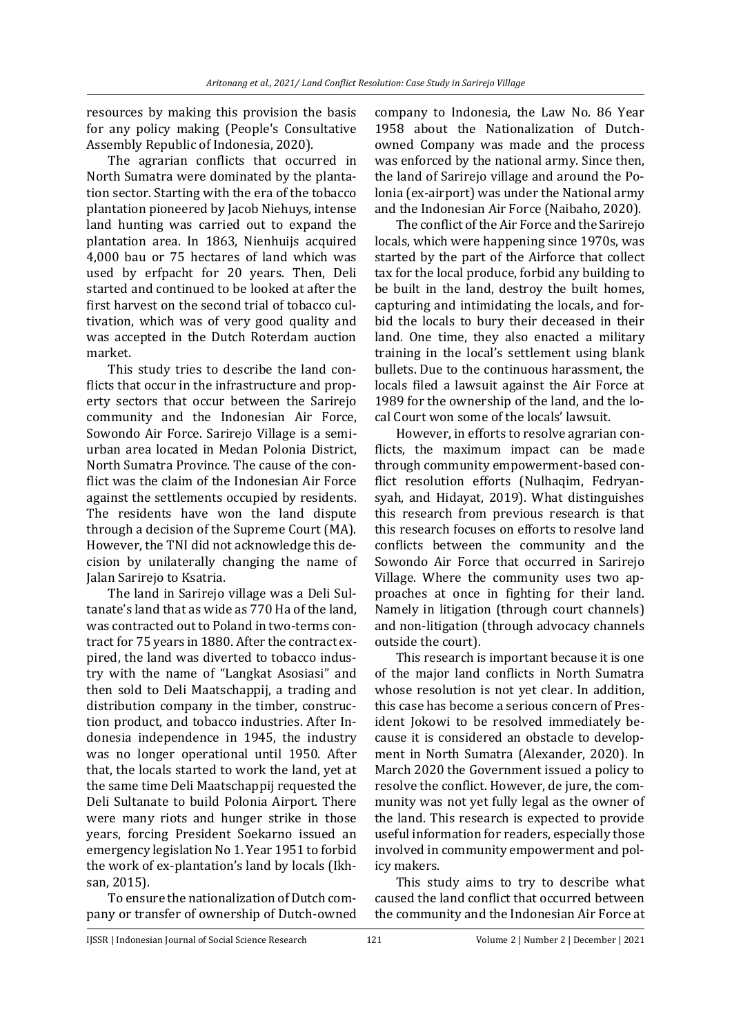resources by making this provision the basis for any policy making (People's Consultative Assembly Republic of Indonesia, 2020).

The agrarian conflicts that occurred in North Sumatra were dominated by the plantation sector. Starting with the era of the tobacco plantation pioneered by Jacob Niehuys, intense land hunting was carried out to expand the plantation area. In 1863, Nienhuijs acquired 4,000 bau or 75 hectares of land which was used by erfpacht for 20 years. Then, Deli started and continued to be looked at after the first harvest on the second trial of tobacco cultivation, which was of very good quality and was accepted in the Dutch Roterdam auction market.

This study tries to describe the land conflicts that occur in the infrastructure and property sectors that occur between the Sarirejo community and the Indonesian Air Force, Sowondo Air Force. Sarirejo Village is a semi-urban area located in Medan Polonia District, North Sumatra Province. The cause of the conflict was the claim of the Indonesian Air Force against the settlements occupied by residents. The residents have won the land dispute through a decision of the Supreme Court (MA). However, the TNI did not acknowledge this decision by unilaterally changing the name of Jalan Sarirejo to Ksatria.

The land in Sarirejo village was a Deli Sultanate's land that as wide as 770 Ha of the land, was contracted out to Poland in two-terms contract for 75 years in 1880. After the contract expired, the land was diverted to tobacco industry with the name of "Langkat Asosiasi" and then sold to Deli Maatschappij, a trading and distribution company in the timber, construction product, and tobacco industries. After Indonesia independence in 1945, the industry was no longer operational until 1950. After that, the locals started to work the land, yet at the same time Deli Maatschappij requested the Deli Sultanate to build Polonia Airport. There were many riots and hunger strike in those years, forcing President Soekarno issued an emergency legislation No 1. Year 1951 to forbid the work of ex-plantation's land by locals (Ikhsan, 2015).

To ensure the nationalization of Dutch company or transfer of ownership of Dutch-owned company to Indonesia, the Law No. 86 Year 1958 about the Nationalization of Dutch-owned Company was made and the process was enforced by the national army. Since then, the land of Sarirejo village and around the Polonia (ex-airport) was under the National army and the Indonesian Air Force (Naibaho, 2020).

The conflict of the Air Force and the Sarirejo locals, which were happening since 1970s, was started by the part of the Airforce that collect tax for the local produce, forbid any building to be built in the land, destroy the built homes, capturing and intimidating the locals, and forbid the locals to bury their deceased in their land. One time, they also enacted a military training in the local's settlement using blank bullets. Due to the continuous harassment, the locals filed a lawsuit against the Air Force at 1989 for the ownership of the land, and the local Court won some of the locals' lawsuit.

However, in efforts to resolve agrarian conflicts, the maximum impact can be made through community empowerment-based conflict resolution efforts (Nulhaqim, Fedryansyah, and Hidayat, 2019). What distinguishes this research from previous research is that this research focuses on efforts to resolve land conflicts between the community and the Sowondo Air Force that occurred in Sarirejo Village. Where the community uses two approaches at once in fighting for their land. Namely in litigation (through court channels) and non-litigation (through advocacy channels outside the court).

This research is important because it is one of the major land conflicts in North Sumatra whose resolution is not yet clear. In addition, this case has become a serious concern of President Jokowi to be resolved immediately because it is considered an obstacle to development in North Sumatra (Alexander, 2020). In March 2020 the Government issued a policy to resolve the conflict. However, de jure, the community was not yet fully legal as the owner of the land. This research is expected to provide useful information for readers, especially those involved in community empowerment and policy makers.

This study aims to try to describe what caused the land conflict that occurred between the community and the Indonesian Air Force at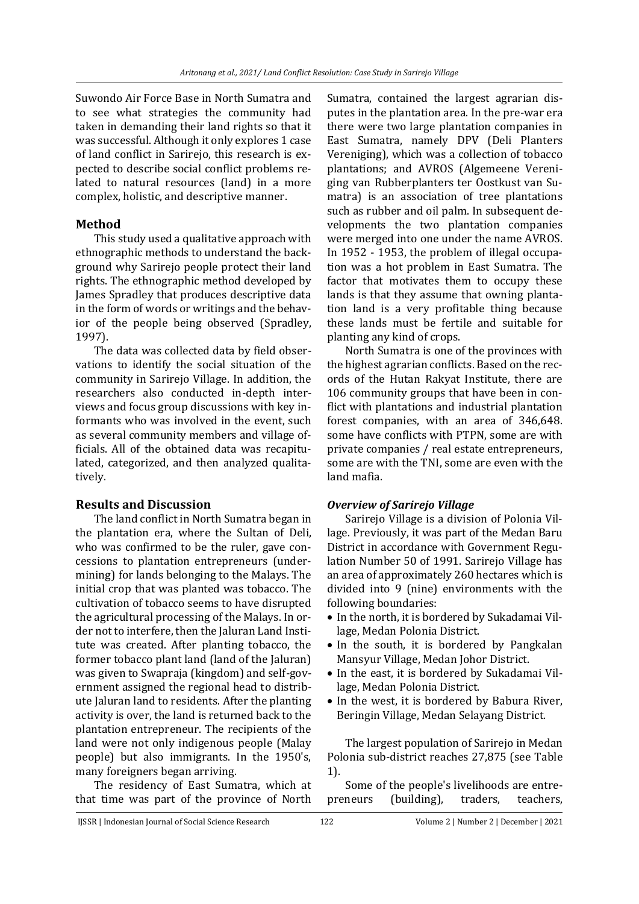Suwondo Air Force Base in North Sumatra and to see what strategies the community had taken in demanding their land rights so that it was successful. Although it only explores 1 case of land conflict in Sarirejo, this research is expected to describe social conflict problems related to natural resources (land) in a more complex, holistic, and descriptive manner.

## Method

This study used a qualitative approach with ethnographic methods to understand the background why Sarirejo people protect their land rights. The ethnographic method developed by James Spradley that produces descriptive data in the form of words or writings and the behavior of the people being observed (Spradley, 1997).

The data was collected data by field observations to identify the social situation of the community in Sarirejo Village. In addition, the researchers also conducted in-depth interviews and focus group discussions with key informants who was involved in the event, such as several community members and village officials. All of the obtained data was recapitulated, categorized, and then analyzed qualitatively.

## Results and Discussion

The land conflict in North Sumatra began in the plantation era, where the Sultan of Deli, who was confirmed to be the ruler, gave concessions to plantation entrepreneurs (undermining) for lands belonging to the Malays. The initial crop that was planted was tobacco. The cultivation of tobacco seems to have disrupted the agricultural processing of the Malays. In order not to interfere, then the Jaluran Land Institute was created. After planting tobacco, the former tobacco plant land (land of the Jaluran) was given to Swapraja (kingdom) and self-government assigned the regional head to distribute Jaluran land to residents. After the planting activity is over, the land is returned back to the plantation entrepreneur. The recipients of the land were not only indigenous people (Malay people) but also immigrants. In the 1950's, many foreigners began arriving.

The residency of East Sumatra, which at that time was part of the province of North Sumatra, contained the largest agrarian disputes in the plantation area. In the pre-war era there were two large plantation companies in East Sumatra, namely DPV (Deli Planters Vereniging), which was a collection of tobacco plantations; and AVROS (Algemeene Vereniging van Rubberplanters ter Oostkust van Sumatra) is an association of tree plantations such as rubber and oil palm. In subsequent developments the two plantation companies were merged into one under the name AVROS. In 1952 - 1953, the problem of illegal occupation was a hot problem in East Sumatra. The factor that motivates them to occupy these lands is that they assume that owning plantation land is a very profitable thing because these lands must be fertile and suitable for planting any kind of crops.

North Sumatra is one of the provinces with the highest agrarian conflicts. Based on the records of the Hutan Rakyat Institute, there are 106 community groups that have been in conflict with plantations and industrial plantation forest companies, with an area of 346,648. some have conflicts with PTPN, some are with private companies / real estate entrepreneurs, some are with the TNI, some are even with the land mafia.

### *Overview of Sarirejo Village*

Sarirejo Village is a division of Polonia Village. Previously, it was part of the Medan Baru District in accordance with Government Regulation Number 50 of 1991. Sarirejo Village has an area of approximately 260 hectares which is divided into 9 (nine) environments with the following boundaries:

- In the north, it is bordered by Sukadamai Village, Medan Polonia District.
- In the south, it is bordered by Pangkalan Mansyur Village, Medan Johor District.
- In the east, it is bordered by Sukadamai Village, Medan Polonia District.
- In the west, it is bordered by Babura River, Beringin Village, Medan Selayang District.

The largest population of Sarirejo in Medan Polonia sub-district reaches 27,875 (see Table 1).

Some of the people's livelihoods are entrepreneurs (building), traders, teachers,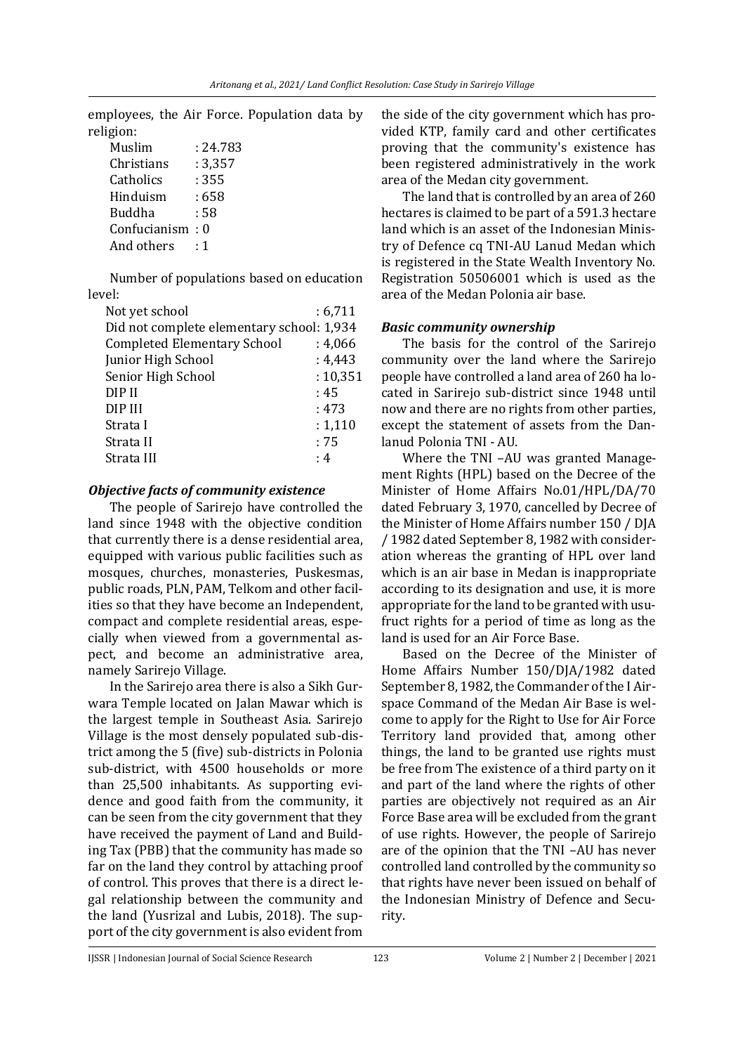employees, the Air Force. Population data by religion:

| | |
|---|---|
| Muslim | : 24.783 |
| Christians | : 3,357 |
| Catholics | : 355 |
| Hinduism | : 658 |
| Buddha | : 58 |
| Confucianism | : 0 |
| And others | : 1 |

Number of populations based on education level:

| | |
|---|---|
| Not yet school | : 6,711 |
| Did not complete elementary school | : 1,934 |
| Completed Elementary School | : 4,066 |
| Junior High School | : 4,443 |
| Senior High School | : 10,351 |
| DIP II | : 45 |
| DIP III | : 473 |
| Strata I | : 1,110 |
| Strata II | : 75 |
| Strata III | : 4 |

### *Objective facts of community existence*

The people of Sarirejo have controlled the land since 1948 with the objective condition that currently there is a dense residential area, equipped with various public facilities such as mosques, churches, monasteries, Puskesmas, public roads, PLN, PAM, Telkom and other facilities so that they have become an Independent, compact and complete residential areas, especially when viewed from a governmental aspect, and become an administrative area, namely Sarirejo Village.

In the Sarirejo area there is also a Sikh Gurwara Temple located on Jalan Mawar which is the largest temple in Southeast Asia. Sarirejo Village is the most densely populated sub-district among the 5 (five) sub-districts in Polonia sub-district, with 4500 households or more than 25,500 inhabitants. As supporting evidence and good faith from the community, it can be seen from the city government that they have received the payment of Land and Building Tax (PBB) that the community has made so far on the land they control by attaching proof of control. This proves that there is a direct legal relationship between the community and the land (Yusrizal and Lubis, 2018). The support of the city government is also evident from the side of the city government which has provided KTP, family card and other certificates proving that the community's existence has been registered administratively in the work area of the Medan city government.

The land that is controlled by an area of 260 hectares is claimed to be part of a 591.3 hectare land which is an asset of the Indonesian Ministry of Defence cq TNI-AU Lanud Medan which is registered in the State Wealth Inventory No. Registration 50506001 which is used as the area of the Medan Polonia air base.

### *Basic community ownership*

The basis for the control of the Sarirejo community over the land where the Sarirejo people have controlled a land area of 260 ha located in Sarirejo sub-district since 1948 until now and there are no rights from other parties, except the statement of assets from the Danlanud Polonia TNI - AU.

Where the TNI –AU was granted Management Rights (HPL) based on the Decree of the Minister of Home Affairs No.01/HPL/DA/70 dated February 3, 1970, cancelled by Decree of the Minister of Home Affairs number 150 / DJA / 1982 dated September 8, 1982 with consideration whereas the granting of HPL over land which is an air base in Medan is inappropriate according to its designation and use, it is more appropriate for the land to be granted with usufruct rights for a period of time as long as the land is used for an Air Force Base.

Based on the Decree of the Minister of Home Affairs Number 150/DJA/1982 dated September 8, 1982, the Commander of the I Airspace Command of the Medan Air Base is welcome to apply for the Right to Use for Air Force Territory land provided that, among other things, the land to be granted use rights must be free from The existence of a third party on it and part of the land where the rights of other parties are objectively not required as an Air Force Base area will be excluded from the grant of use rights. However, the people of Sarirejo are of the opinion that the TNI –AU has never controlled land controlled by the community so that rights have never been issued on behalf of the Indonesian Ministry of Defence and Security.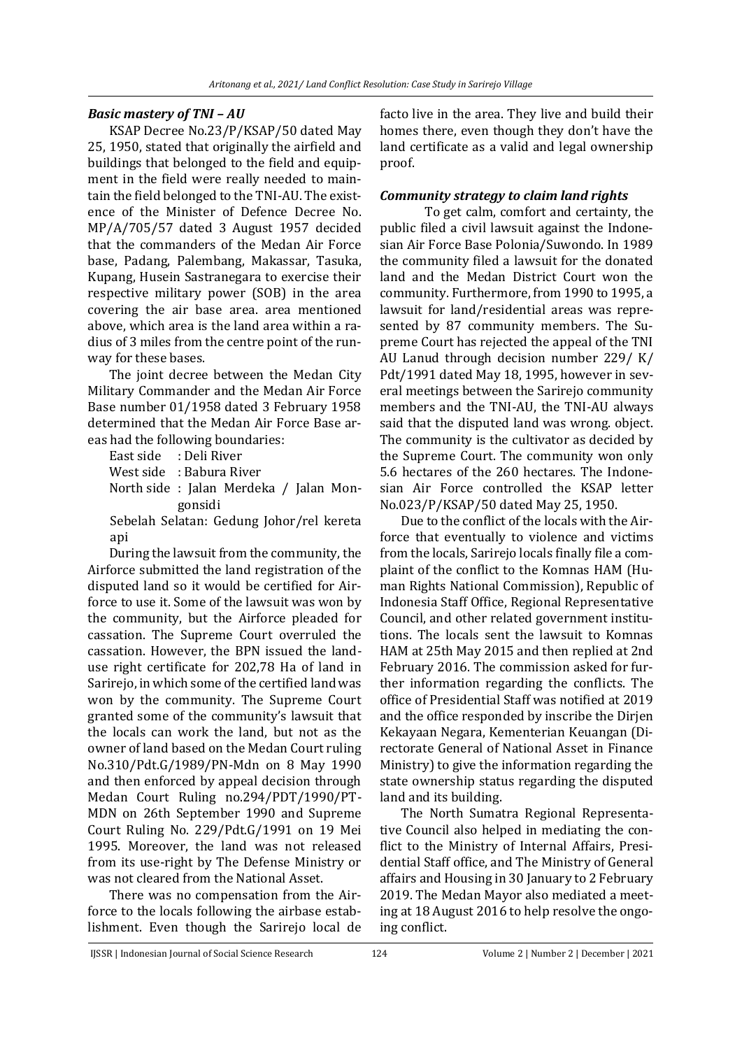### *Basic mastery of TNI – AU*

KSAP Decree No.23/P/KSAP/50 dated May 25, 1950, stated that originally the airfield and buildings that belonged to the field and equipment in the field were really needed to maintain the field belonged to the TNI-AU. The existence of the Minister of Defence Decree No. MP/A/705/57 dated 3 August 1957 decided that the commanders of the Medan Air Force base, Padang, Palembang, Makassar, Tasuka, Kupang, Husein Sastranegara to exercise their respective military power (SOB) in the area covering the air base area. area mentioned above, which area is the land area within a radius of 3 miles from the centre point of the runway for these bases.

The joint decree between the Medan City Military Commander and the Medan Air Force Base number 01/1958 dated 3 February 1958 determined that the Medan Air Force Base areas had the following boundaries:

East side : Deli River
West side : Babura River
North side : Jalan Merdeka / Jalan Mongonsidi
Sebelah Selatan: Gedung Johor/rel kereta api

During the lawsuit from the community, the Airforce submitted the land registration of the disputed land so it would be certified for Airforce to use it. Some of the lawsuit was won by the community, but the Airforce pleaded for cassation. The Supreme Court overruled the cassation. However, the BPN issued the land-use right certificate for 202,78 Ha of land in Sarirejo, in which some of the certified land was won by the community. The Supreme Court granted some of the community's lawsuit that the locals can work the land, but not as the owner of land based on the Medan Court ruling No.310/Pdt.G/1989/PN-Mdn on 8 May 1990 and then enforced by appeal decision through Medan Court Ruling no.294/PDT/1990/PT-MDN on 26th September 1990 and Supreme Court Ruling No. 229/Pdt.G/1991 on 19 Mei 1995. Moreover, the land was not released from its use-right by The Defense Ministry or was not cleared from the National Asset.

There was no compensation from the Airforce to the locals following the airbase establishment. Even though the Sarirejo local de facto live in the area. They live and build their homes there, even though they don't have the land certificate as a valid and legal ownership proof.

### *Community strategy to claim land rights*

To get calm, comfort and certainty, the public filed a civil lawsuit against the Indonesian Air Force Base Polonia/Suwondo. In 1989 the community filed a lawsuit for the donated land and the Medan District Court won the community. Furthermore, from 1990 to 1995, a lawsuit for land/residential areas was represented by 87 community members. The Supreme Court has rejected the appeal of the TNI AU Lanud through decision number 229/ K/ Pdt/1991 dated May 18, 1995, however in several meetings between the Sarirejo community members and the TNI-AU, the TNI-AU always said that the disputed land was wrong. object. The community is the cultivator as decided by the Supreme Court. The community won only 5.6 hectares of the 260 hectares. The Indonesian Air Force controlled the KSAP letter No.023/P/KSAP/50 dated May 25, 1950.

Due to the conflict of the locals with the Airforce that eventually to violence and victims from the locals, Sarirejo locals finally file a complaint of the conflict to the Komnas HAM (Human Rights National Commission), Republic of Indonesia Staff Office, Regional Representative Council, and other related government institutions. The locals sent the lawsuit to Komnas HAM at 25th May 2015 and then replied at 2nd February 2016. The commission asked for further information regarding the conflicts. The office of Presidential Staff was notified at 2019 and the office responded by inscribe the Dirjen Kekayaan Negara, Kementerian Keuangan (Directorate General of National Asset in Finance Ministry) to give the information regarding the state ownership status regarding the disputed land and its building.

The North Sumatra Regional Representative Council also helped in mediating the conflict to the Ministry of Internal Affairs, Presidential Staff office, and The Ministry of General affairs and Housing in 30 January to 2 February 2019. The Medan Mayor also mediated a meeting at 18 August 2016 to help resolve the ongoing conflict.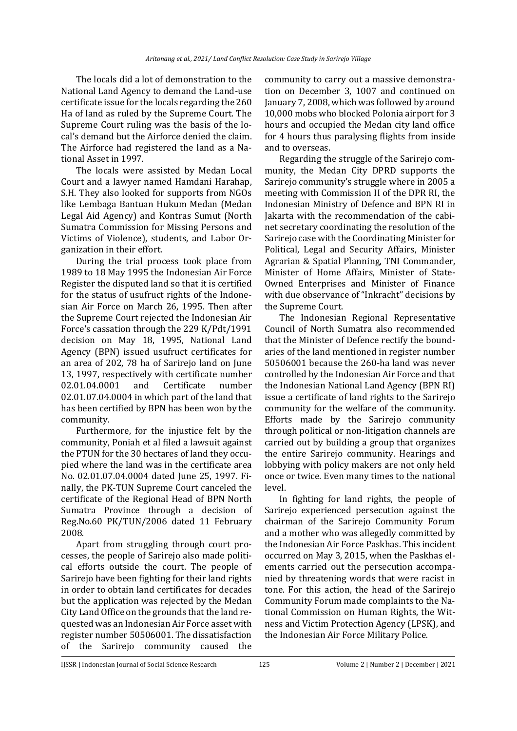The locals did a lot of demonstration to the National Land Agency to demand the Land-use certificate issue for the locals regarding the 260 Ha of land as ruled by the Supreme Court. The Supreme Court ruling was the basis of the local's demand but the Airforce denied the claim. The Airforce had registered the land as a National Asset in 1997.

The locals were assisted by Medan Local Court and a lawyer named Hamdani Harahap, S.H. They also looked for supports from NGOs like Lembaga Bantuan Hukum Medan (Medan Legal Aid Agency) and Kontras Sumut (North Sumatra Commission for Missing Persons and Victims of Violence), students, and Labor Organization in their effort.

During the trial process took place from 1989 to 18 May 1995 the Indonesian Air Force Register the disputed land so that it is certified for the status of usufruct rights of the Indonesian Air Force on March 26, 1995. Then after the Supreme Court rejected the Indonesian Air Force's cassation through the 229 K/Pdt/1991 decision on May 18, 1995, National Land Agency (BPN) issued usufruct certificates for an area of 202, 78 ha of Sarirejo land on June 13, 1997, respectively with certificate number 02.01.04.0001 and Certificate number 02.01.07.04.0004 in which part of the land that has been certified by BPN has been won by the community.

Furthermore, for the injustice felt by the community, Poniah et al filed a lawsuit against the PTUN for the 30 hectares of land they occupied where the land was in the certificate area No. 02.01.07.04.0004 dated June 25, 1997. Finally, the PK-TUN Supreme Court canceled the certificate of the Regional Head of BPN North Sumatra Province through a decision of Reg.No.60 PK/TUN/2006 dated 11 February 2008.

Apart from struggling through court processes, the people of Sarirejo also made political efforts outside the court. The people of Sarirejo have been fighting for their land rights in order to obtain land certificates for decades but the application was rejected by the Medan City Land Office on the grounds that the land requested was an Indonesian Air Force asset with register number 50506001. The dissatisfaction of the Sarirejo community caused the community to carry out a massive demonstration on December 3, 1007 and continued on January 7, 2008, which was followed by around 10,000 mobs who blocked Polonia airport for 3 hours and occupied the Medan city land office for 4 hours thus paralysing flights from inside and to overseas.

Regarding the struggle of the Sarirejo community, the Medan City DPRD supports the Sarirejo community's struggle where in 2005 a meeting with Commission II of the DPR RI, the Indonesian Ministry of Defence and BPN RI in Jakarta with the recommendation of the cabinet secretary coordinating the resolution of the Sarirejo case with the Coordinating Minister for Political, Legal and Security Affairs, Minister Agrarian & Spatial Planning, TNI Commander, Minister of Home Affairs, Minister of State-Owned Enterprises and Minister of Finance with due observance of "Inkracht" decisions by the Supreme Court.

The Indonesian Regional Representative Council of North Sumatra also recommended that the Minister of Defence rectify the boundaries of the land mentioned in register number 50506001 because the 260-ha land was never controlled by the Indonesian Air Force and that the Indonesian National Land Agency (BPN RI) issue a certificate of land rights to the Sarirejo community for the welfare of the community. Efforts made by the Sarirejo community through political or non-litigation channels are carried out by building a group that organizes the entire Sarirejo community. Hearings and lobbying with policy makers are not only held once or twice. Even many times to the national level.

In fighting for land rights, the people of Sarirejo experienced persecution against the chairman of the Sarirejo Community Forum and a mother who was allegedly committed by the Indonesian Air Force Paskhas. This incident occurred on May 3, 2015, when the Paskhas elements carried out the persecution accompanied by threatening words that were racist in tone. For this action, the head of the Sarirejo Community Forum made complaints to the National Commission on Human Rights, the Witness and Victim Protection Agency (LPSK), and the Indonesian Air Force Military Police.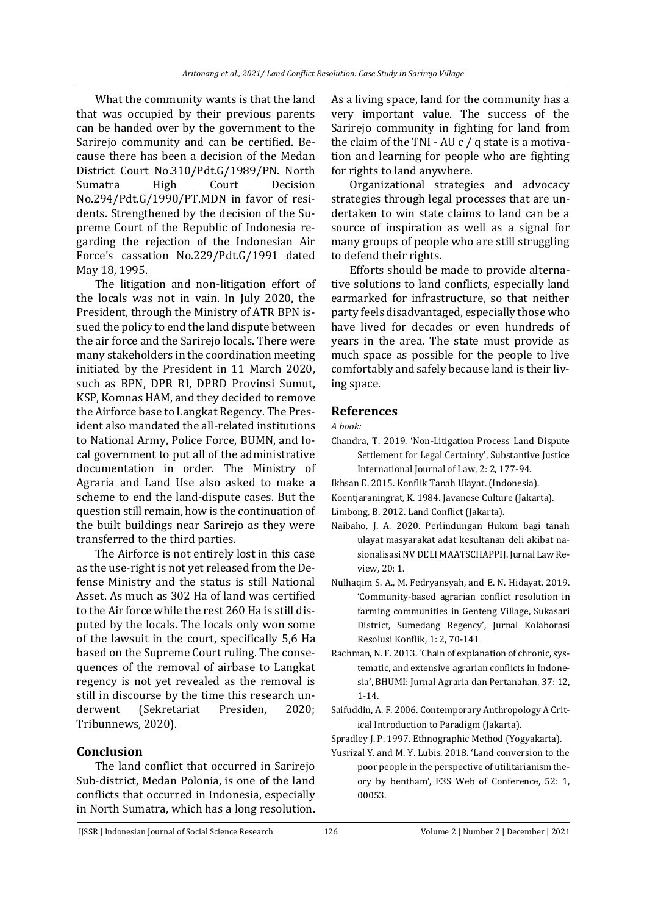What the community wants is that the land that was occupied by their previous parents can be handed over by the government to the Sarirejo community and can be certified. Because there has been a decision of the Medan District Court No.310/Pdt.G/1989/PN. North Sumatra High Court Decision No.294/Pdt.G/1990/PT.MDN in favor of residents. Strengthened by the decision of the Supreme Court of the Republic of Indonesia regarding the rejection of the Indonesian Air Force's cassation No.229/Pdt.G/1991 dated May 18, 1995.

The litigation and non-litigation effort of the locals was not in vain. In July 2020, the President, through the Ministry of ATR BPN issued the policy to end the land dispute between the air force and the Sarirejo locals. There were many stakeholders in the coordination meeting initiated by the President in 11 March 2020, such as BPN, DPR RI, DPRD Provinsi Sumut, KSP, Komnas HAM, and they decided to remove the Airforce base to Langkat Regency. The President also mandated the all-related institutions to National Army, Police Force, BUMN, and local government to put all of the administrative documentation in order. The Ministry of Agraria and Land Use also asked to make a scheme to end the land-dispute cases. But the question still remain, how is the continuation of the built buildings near Sarirejo as they were transferred to the third parties.

The Airforce is not entirely lost in this case as the use-right is not yet released from the Defense Ministry and the status is still National Asset. As much as 302 Ha of land was certified to the Air force while the rest 260 Ha is still disputed by the locals. The locals only won some of the lawsuit in the court, specifically 5,6 Ha based on the Supreme Court ruling. The consequences of the removal of airbase to Langkat regency is not yet revealed as the removal is still in discourse by the time this research underwent (Sekretariat Presiden, 2020; Tribunnews, 2020).

## Conclusion

The land conflict that occurred in Sarirejo Sub-district, Medan Polonia, is one of the land conflicts that occurred in Indonesia, especially in North Sumatra, which has a long resolution. As a living space, land for the community has a very important value. The success of the Sarirejo community in fighting for land from the claim of the TNI - AU c / q state is a motivation and learning for people who are fighting for rights to land anywhere.

Organizational strategies and advocacy strategies through legal processes that are undertaken to win state claims to land can be a source of inspiration as well as a signal for many groups of people who are still struggling to defend their rights.

Efforts should be made to provide alternative solutions to land conflicts, especially land earmarked for infrastructure, so that neither party feels disadvantaged, especially those who have lived for decades or even hundreds of years in the area. The state must provide as much space as possible for the people to live comfortably and safely because land is their living space.

## References

*A book:*

Chandra, T. 2019. 'Non-Litigation Process Land Dispute Settlement for Legal Certainty', Substantive Justice International Journal of Law, 2: 2, 177-94.

Ikhsan E. 2015. Konflik Tanah Ulayat. (Indonesia).

Koentjaraningrat, K. 1984. Javanese Culture (Jakarta).

Limbong, B. 2012. Land Conflict (Jakarta).

Naibaho, J. A. 2020. Perlindungan Hukum bagi tanah ulayat masyarakat adat kesultanan deli akibat nasionalisasi NV DELI MAATSCHAPPIJ. Jurnal Law Review, 20: 1.

Nulhaqim S. A., M. Fedryansyah, and E. N. Hidayat. 2019. 'Community-based agrarian conflict resolution in farming communities in Genteng Village, Sukasari District, Sumedang Regency', Jurnal Kolaborasi Resolusi Konflik, 1: 2, 70-141

Rachman, N. F. 2013. 'Chain of explanation of chronic, systematic, and extensive agrarian conflicts in Indonesia', BHUMI: Jurnal Agraria dan Pertanahan, 37: 12, 1-14.

Saifuddin, A. F. 2006. Contemporary Anthropology A Critical Introduction to Paradigm (Jakarta).

Spradley J. P. 1997. Ethnographic Method (Yogyakarta).

Yusrizal Y. and M. Y. Lubis. 2018. 'Land conversion to the poor people in the perspective of utilitarianism theory by bentham', E3S Web of Conference, 52: 1, 00053.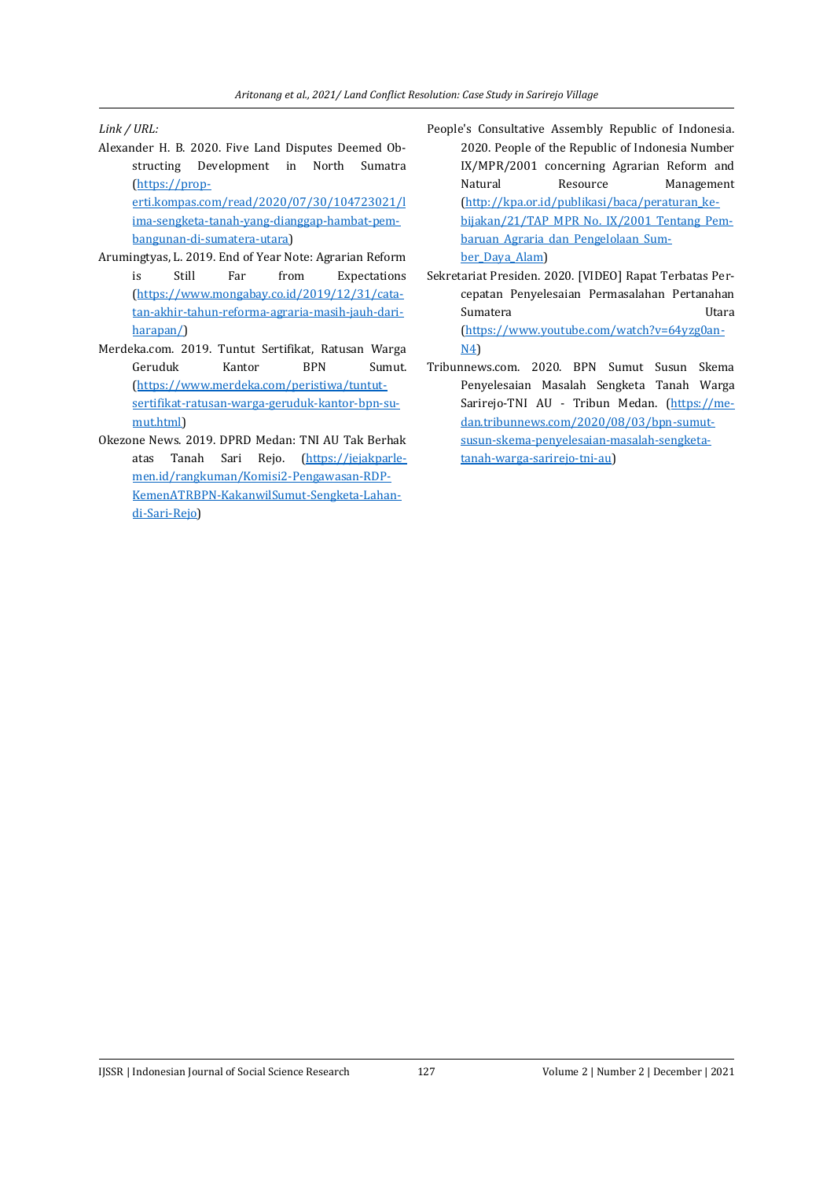*Link / URL:*

Alexander H. B. 2020. Five Land Disputes Deemed Obstructing Development in North Sumatra (https://properti.kompas.com/read/2020/07/30/104723021/lima-sengketa-tanah-yang-dianggap-hambat-pembangunan-di-sumatera-utara)

Arumingtyas, L. 2019. End of Year Note: Agrarian Reform is Still Far from Expectations (https://www.mongabay.co.id/2019/12/31/catatan-akhir-tahun-reforma-agraria-masih-jauh-dari-harapan/)

Merdeka.com. 2019. Tuntut Sertifikat, Ratusan Warga Geruduk Kantor BPN Sumut. (https://www.merdeka.com/peristiwa/tuntut-sertifikat-ratusan-warga-geruduk-kantor-bpn-sumut.html)

Okezone News. 2019. DPRD Medan: TNI AU Tak Berhak atas Tanah Sari Rejo. (https://jejakparlemen.id/rangkuman/Komisi2-Pengawasan-RDP-KemenATRBPN-KakanwilSumut-Sengketa-Lahan-di-Sari-Rejo)

People's Consultative Assembly Republic of Indonesia. 2020. People of the Republic of Indonesia Number IX/MPR/2001 concerning Agrarian Reform and Natural Resource Management (http://kpa.or.id/publikasi/baca/peraturan_kebijakan/21/TAP_MPR_No._IX/2001_Tentang_Pembaruan_Agraria_dan_Pengelolaan_Sumber_Daya_Alam)

Sekretariat Presiden. 2020. [VIDEO] Rapat Terbatas Percepatan Penyelesaian Permasalahan Pertanahan Sumatera Utara (https://www.youtube.com/watch?v=64yzg0an-N4)

Tribunnews.com. 2020. BPN Sumut Susun Skema Penyelesaian Masalah Sengketa Tanah Warga Sarirejo-TNI AU - Tribun Medan. (https://medan.tribunnews.com/2020/08/03/bpn-sumut-susun-skema-penyelesaian-masalah-sengketa-tanah-warga-sarirejo-tni-au)